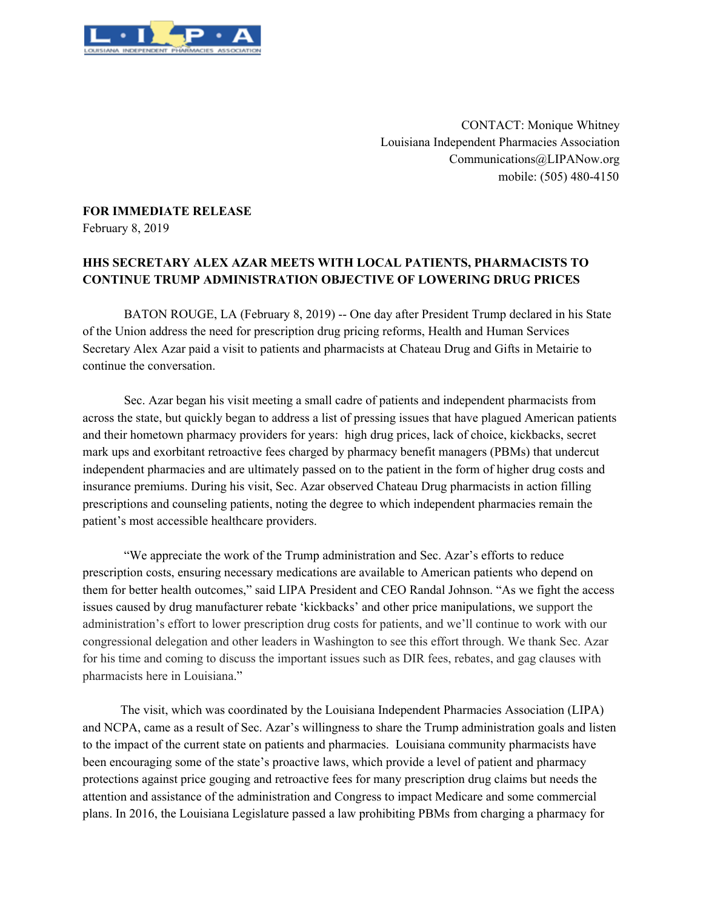CONTACT: Monique Whitney
Louisiana Independent Pharmacies Association
Communications@LIPANow.org
mobile: (505) 480-4150

**FOR IMMEDIATE RELEASE**
February 8, 2019

**HHS SECRETARY ALEX AZAR MEETS WITH LOCAL PATIENTS, PHARMACISTS TO CONTINUE TRUMP ADMINISTRATION OBJECTIVE OF LOWERING DRUG PRICES**

BATON ROUGE, LA (February 8, 2019) -- One day after President Trump declared in his State of the Union address the need for prescription drug pricing reforms, Health and Human Services Secretary Alex Azar paid a visit to patients and pharmacists at Chateau Drug and Gifts in Metairie to continue the conversation.

Sec. Azar began his visit meeting a small cadre of patients and independent pharmacists from across the state, but quickly began to address a list of pressing issues that have plagued American patients and their hometown pharmacy providers for years: high drug prices, lack of choice, kickbacks, secret mark ups and exorbitant retroactive fees charged by pharmacy benefit managers (PBMs) that undercut independent pharmacies and are ultimately passed on to the patient in the form of higher drug costs and insurance premiums. During his visit, Sec. Azar observed Chateau Drug pharmacists in action filling prescriptions and counseling patients, noting the degree to which independent pharmacies remain the patient's most accessible healthcare providers.

"We appreciate the work of the Trump administration and Sec. Azar's efforts to reduce prescription costs, ensuring necessary medications are available to American patients who depend on them for better health outcomes," said LIPA President and CEO Randal Johnson. "As we fight the access issues caused by drug manufacturer rebate 'kickbacks' and other price manipulations, we support the administration's effort to lower prescription drug costs for patients, and we'll continue to work with our congressional delegation and other leaders in Washington to see this effort through. We thank Sec. Azar for his time and coming to discuss the important issues such as DIR fees, rebates, and gag clauses with pharmacists here in Louisiana."

The visit, which was coordinated by the Louisiana Independent Pharmacies Association (LIPA) and NCPA, came as a result of Sec. Azar's willingness to share the Trump administration goals and listen to the impact of the current state on patients and pharmacies. Louisiana community pharmacists have been encouraging some of the state's proactive laws, which provide a level of patient and pharmacy protections against price gouging and retroactive fees for many prescription drug claims but needs the attention and assistance of the administration and Congress to impact Medicare and some commercial plans. In 2016, the Louisiana Legislature passed a law prohibiting PBMs from charging a pharmacy for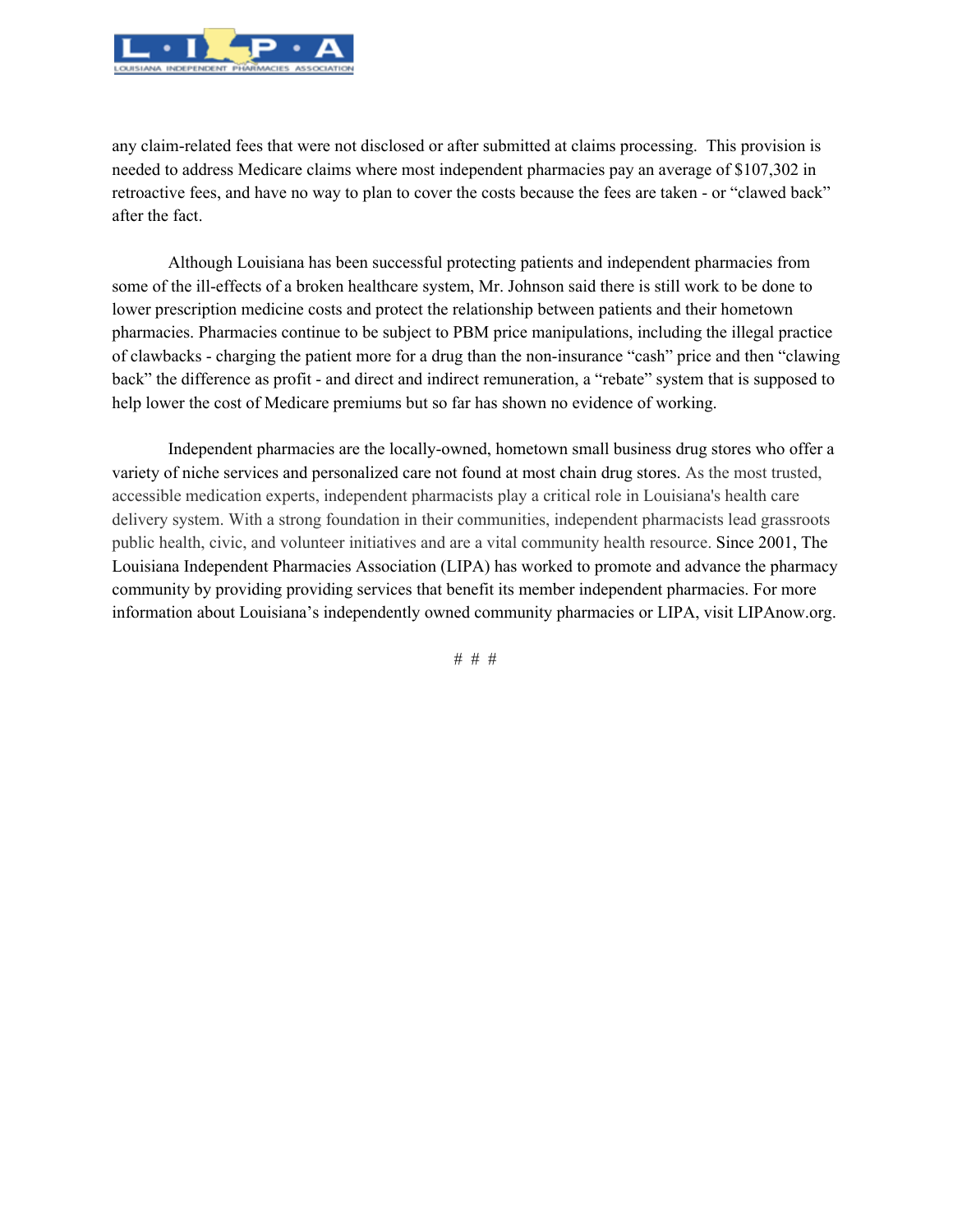any claim-related fees that were not disclosed or after submitted at claims processing.  This provision is needed to address Medicare claims where most independent pharmacies pay an average of $107,302 in retroactive fees, and have no way to plan to cover the costs because the fees are taken - or "clawed back" after the fact.

Although Louisiana has been successful protecting patients and independent pharmacies from some of the ill-effects of a broken healthcare system, Mr. Johnson said there is still work to be done to lower prescription medicine costs and protect the relationship between patients and their hometown pharmacies. Pharmacies continue to be subject to PBM price manipulations, including the illegal practice of clawbacks - charging the patient more for a drug than the non-insurance "cash" price and then "clawing back" the difference as profit - and direct and indirect remuneration, a "rebate" system that is supposed to help lower the cost of Medicare premiums but so far has shown no evidence of working.

Independent pharmacies are the locally-owned, hometown small business drug stores who offer a variety of niche services and personalized care not found at most chain drug stores. As the most trusted, accessible medication experts, independent pharmacists play a critical role in Louisiana's health care delivery system. With a strong foundation in their communities, independent pharmacists lead grassroots public health, civic, and volunteer initiatives and are a vital community health resource. Since 2001, The Louisiana Independent Pharmacies Association (LIPA) has worked to promote and advance the pharmacy community by providing providing services that benefit its member independent pharmacies. For more information about Louisiana's independently owned community pharmacies or LIPA, visit LIPAnow.org.

# # #